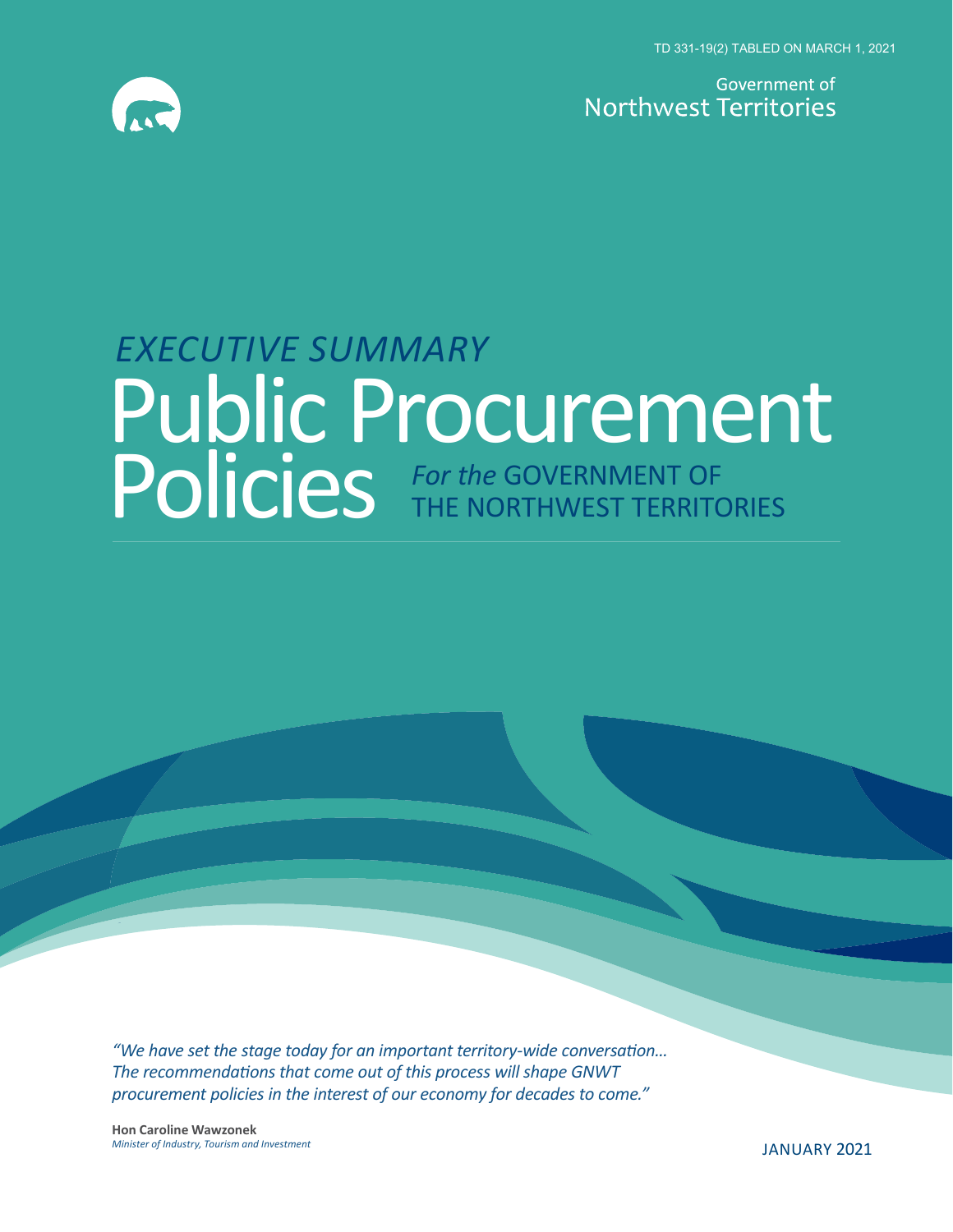TD 331-19(2) TABLED ON MARCH 1, 2021

Government of
Northwest Territories

*EXECUTIVE SUMMARY*

# Public Procurement Policies

*For the* GOVERNMENT OF THE NORTHWEST TERRITORIES

*"We have set the stage today for an important territory-wide conversation… The recommendations that come out of this process will shape GNWT procurement policies in the interest of our economy for decades to come."*

**Hon Caroline Wawzonek**
*Minister of Industry, Tourism and Investment*

JANUARY 2021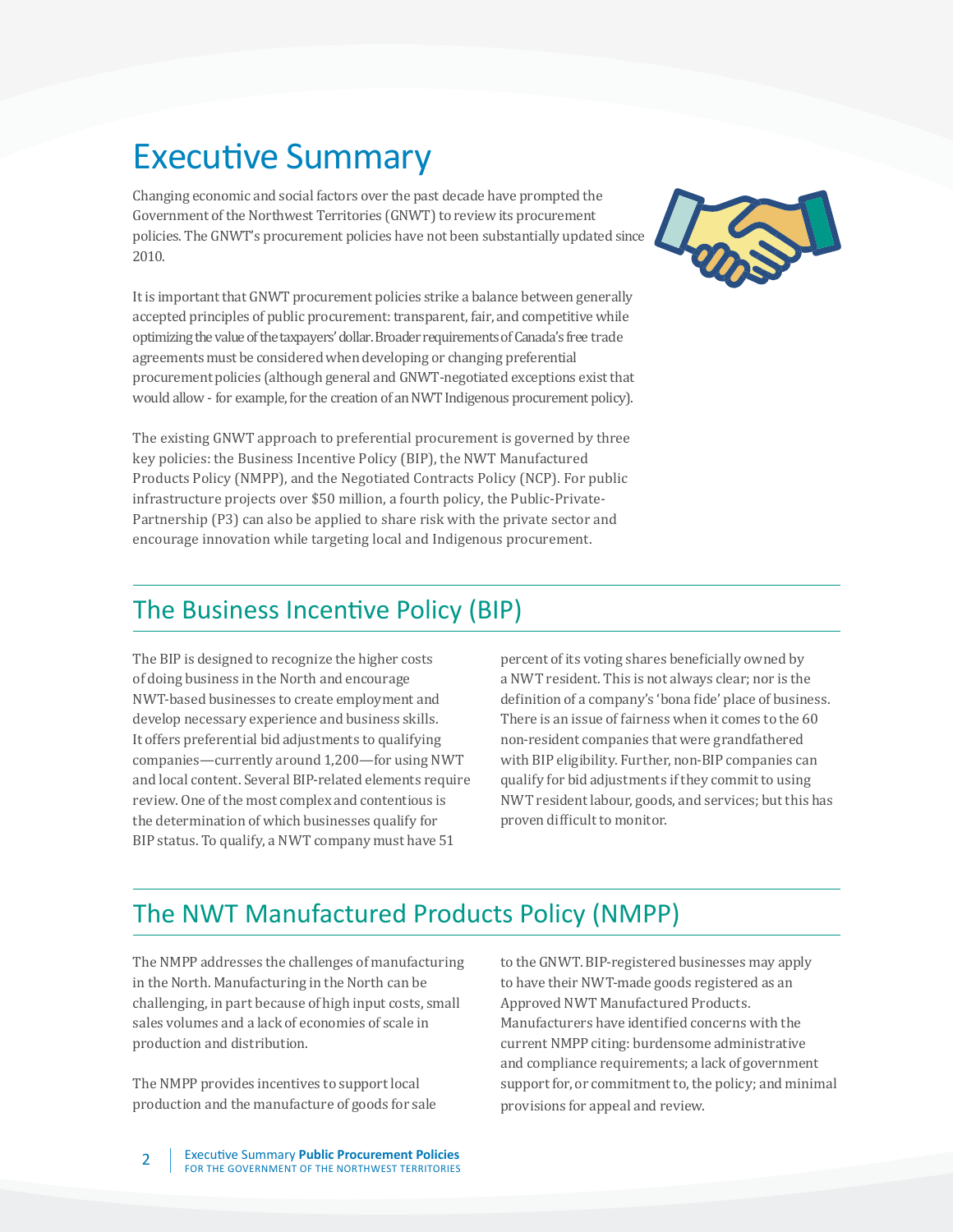# Executive Summary

Changing economic and social factors over the past decade have prompted the Government of the Northwest Territories (GNWT) to review its procurement policies. The GNWT's procurement policies have not been substantially updated since 2010.

It is important that GNWT procurement policies strike a balance between generally accepted principles of public procurement: transparent, fair, and competitive while optimizing the value of the taxpayers' dollar. Broader requirements of Canada's free trade agreements must be considered when developing or changing preferential procurement policies (although general and GNWT-negotiated exceptions exist that would allow - for example, for the creation of an NWT Indigenous procurement policy).

The existing GNWT approach to preferential procurement is governed by three key policies: the Business Incentive Policy (BIP), the NWT Manufactured Products Policy (NMPP), and the Negotiated Contracts Policy (NCP). For public infrastructure projects over $50 million, a fourth policy, the Public-Private-Partnership (P3) can also be applied to share risk with the private sector and encourage innovation while targeting local and Indigenous procurement.

## The Business Incentive Policy (BIP)

The BIP is designed to recognize the higher costs of doing business in the North and encourage NWT-based businesses to create employment and develop necessary experience and business skills. It offers preferential bid adjustments to qualifying companies—currently around 1,200—for using NWT and local content. Several BIP-related elements require review. One of the most complex and contentious is the determination of which businesses qualify for BIP status. To qualify, a NWT company must have 51 percent of its voting shares beneficially owned by a NWT resident. This is not always clear; nor is the definition of a company's 'bona fide' place of business. There is an issue of fairness when it comes to the 60 non-resident companies that were grandfathered with BIP eligibility. Further, non-BIP companies can qualify for bid adjustments if they commit to using NWT resident labour, goods, and services; but this has proven difficult to monitor.

## The NWT Manufactured Products Policy (NMPP)

The NMPP addresses the challenges of manufacturing in the North. Manufacturing in the North can be challenging, in part because of high input costs, small sales volumes and a lack of economies of scale in production and distribution.

The NMPP provides incentives to support local production and the manufacture of goods for sale to the GNWT. BIP-registered businesses may apply to have their NWT-made goods registered as an Approved NWT Manufactured Products. Manufacturers have identified concerns with the current NMPP citing: burdensome administrative and compliance requirements; a lack of government support for, or commitment to, the policy; and minimal provisions for appeal and review.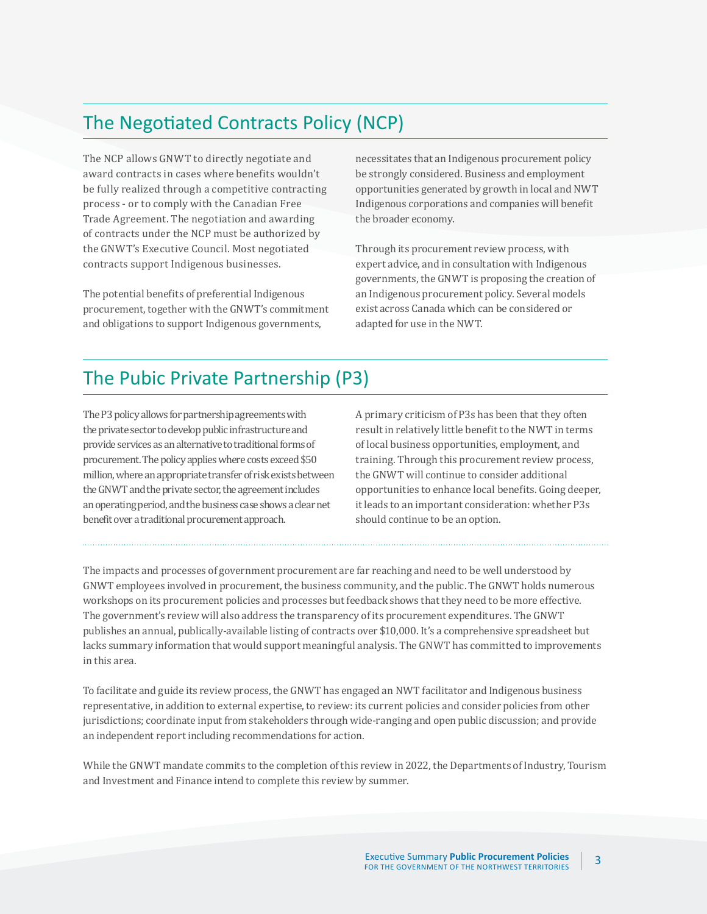## The Negotiated Contracts Policy (NCP)

The NCP allows GNWT to directly negotiate and award contracts in cases where benefits wouldn't be fully realized through a competitive contracting process - or to comply with the Canadian Free Trade Agreement. The negotiation and awarding of contracts under the NCP must be authorized by the GNWT's Executive Council. Most negotiated contracts support Indigenous businesses.

The potential benefits of preferential Indigenous procurement, together with the GNWT's commitment and obligations to support Indigenous governments, necessitates that an Indigenous procurement policy be strongly considered. Business and employment opportunities generated by growth in local and NWT Indigenous corporations and companies will benefit the broader economy.

Through its procurement review process, with expert advice, and in consultation with Indigenous governments, the GNWT is proposing the creation of an Indigenous procurement policy. Several models exist across Canada which can be considered or adapted for use in the NWT.

## The Pubic Private Partnership (P3)

The P3 policy allows for partnership agreements with the private sector to develop public infrastructure and provide services as an alternative to traditional forms of procurement. The policy applies where costs exceed $50 million, where an appropriate transfer of risk exists between the GNWT and the private sector, the agreement includes an operating period, and the business case shows a clear net benefit over a traditional procurement approach.

A primary criticism of P3s has been that they often result in relatively little benefit to the NWT in terms of local business opportunities, employment, and training. Through this procurement review process, the GNWT will continue to consider additional opportunities to enhance local benefits. Going deeper, it leads to an important consideration: whether P3s should continue to be an option.

---

The impacts and processes of government procurement are far reaching and need to be well understood by GNWT employees involved in procurement, the business community, and the public. The GNWT holds numerous workshops on its procurement policies and processes but feedback shows that they need to be more effective. The government's review will also address the transparency of its procurement expenditures. The GNWT publishes an annual, publically-available listing of contracts over $10,000. It's a comprehensive spreadsheet but lacks summary information that would support meaningful analysis. The GNWT has committed to improvements in this area.

To facilitate and guide its review process, the GNWT has engaged an NWT facilitator and Indigenous business representative, in addition to external expertise, to review: its current policies and consider policies from other jurisdictions; coordinate input from stakeholders through wide-ranging and open public discussion; and provide an independent report including recommendations for action.

While the GNWT mandate commits to the completion of this review in 2022, the Departments of Industry, Tourism and Investment and Finance intend to complete this review by summer.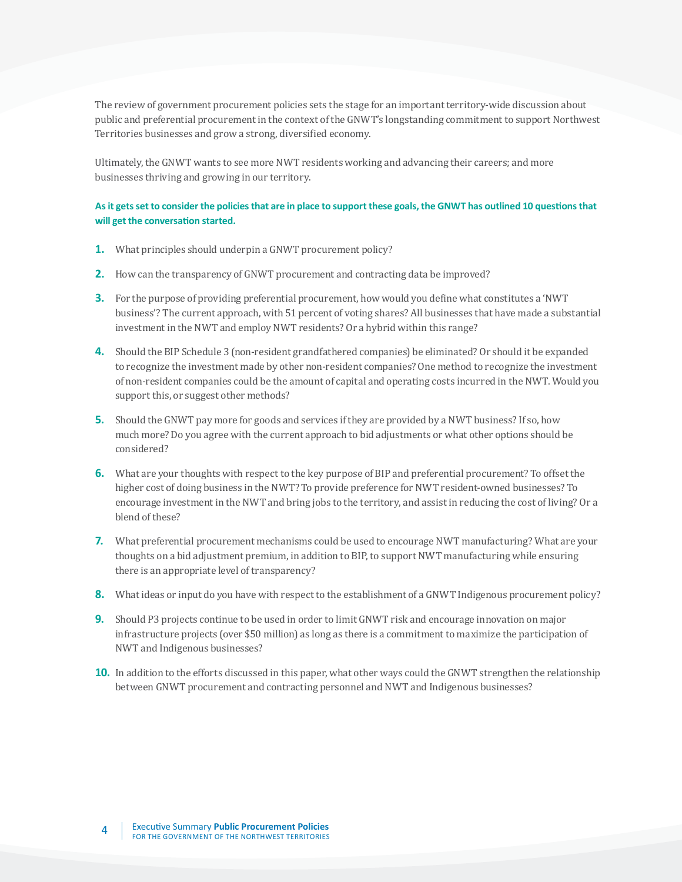The review of government procurement policies sets the stage for an important territory-wide discussion about public and preferential procurement in the context of the GNWT's longstanding commitment to support Northwest Territories businesses and grow a strong, diversified economy.

Ultimately, the GNWT wants to see more NWT residents working and advancing their careers; and more businesses thriving and growing in our territory.

**As it gets set to consider the policies that are in place to support these goals, the GNWT has outlined 10 questions that will get the conversation started.**

1. What principles should underpin a GNWT procurement policy?

2. How can the transparency of GNWT procurement and contracting data be improved?

3. For the purpose of providing preferential procurement, how would you define what constitutes a 'NWT business'? The current approach, with 51 percent of voting shares? All businesses that have made a substantial investment in the NWT and employ NWT residents? Or a hybrid within this range?

4. Should the BIP Schedule 3 (non-resident grandfathered companies) be eliminated? Or should it be expanded to recognize the investment made by other non-resident companies? One method to recognize the investment of non-resident companies could be the amount of capital and operating costs incurred in the NWT. Would you support this, or suggest other methods?

5. Should the GNWT pay more for goods and services if they are provided by a NWT business? If so, how much more? Do you agree with the current approach to bid adjustments or what other options should be considered?

6. What are your thoughts with respect to the key purpose of BIP and preferential procurement? To offset the higher cost of doing business in the NWT? To provide preference for NWT resident-owned businesses? To encourage investment in the NWT and bring jobs to the territory, and assist in reducing the cost of living? Or a blend of these?

7. What preferential procurement mechanisms could be used to encourage NWT manufacturing? What are your thoughts on a bid adjustment premium, in addition to BIP, to support NWT manufacturing while ensuring there is an appropriate level of transparency?

8. What ideas or input do you have with respect to the establishment of a GNWT Indigenous procurement policy?

9. Should P3 projects continue to be used in order to limit GNWT risk and encourage innovation on major infrastructure projects (over $50 million) as long as there is a commitment to maximize the participation of NWT and Indigenous businesses?

10. In addition to the efforts discussed in this paper, what other ways could the GNWT strengthen the relationship between GNWT procurement and contracting personnel and NWT and Indigenous businesses?